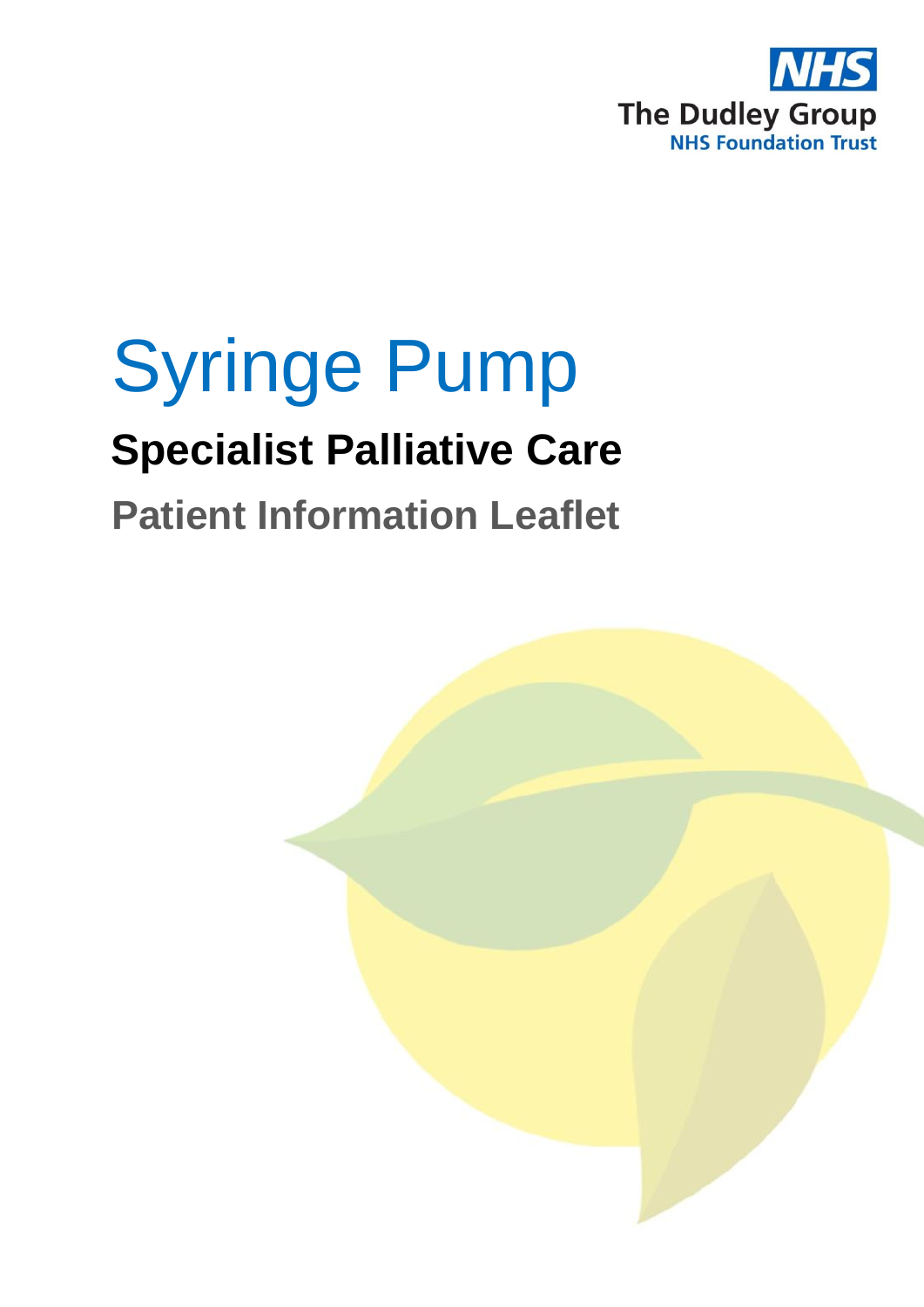NHS
The Dudley Group
NHS Foundation Trust

# Syringe Pump

## Specialist Palliative Care

### Patient Information Leaflet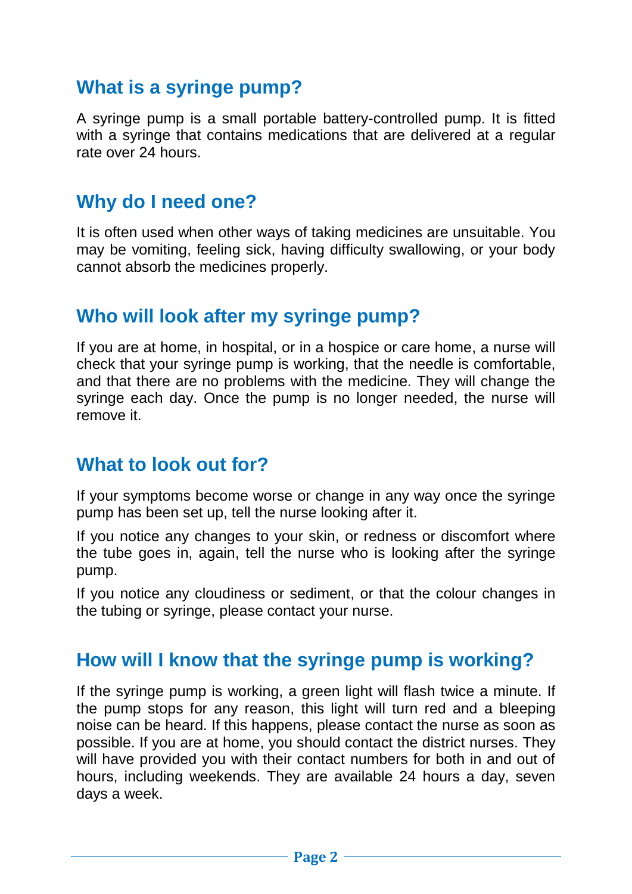## What is a syringe pump?

A syringe pump is a small portable battery-controlled pump. It is fitted with a syringe that contains medications that are delivered at a regular rate over 24 hours.

## Why do I need one?

It is often used when other ways of taking medicines are unsuitable. You may be vomiting, feeling sick, having difficulty swallowing, or your body cannot absorb the medicines properly.

## Who will look after my syringe pump?

If you are at home, in hospital, or in a hospice or care home, a nurse will check that your syringe pump is working, that the needle is comfortable, and that there are no problems with the medicine. They will change the syringe each day. Once the pump is no longer needed, the nurse will remove it.

## What to look out for?

If your symptoms become worse or change in any way once the syringe pump has been set up, tell the nurse looking after it.

If you notice any changes to your skin, or redness or discomfort where the tube goes in, again, tell the nurse who is looking after the syringe pump.

If you notice any cloudiness or sediment, or that the colour changes in the tubing or syringe, please contact your nurse.

## How will I know that the syringe pump is working?

If the syringe pump is working, a green light will flash twice a minute. If the pump stops for any reason, this light will turn red and a bleeping noise can be heard. If this happens, please contact the nurse as soon as possible. If you are at home, you should contact the district nurses. They will have provided you with their contact numbers for both in and out of hours, including weekends. They are available 24 hours a day, seven days a week.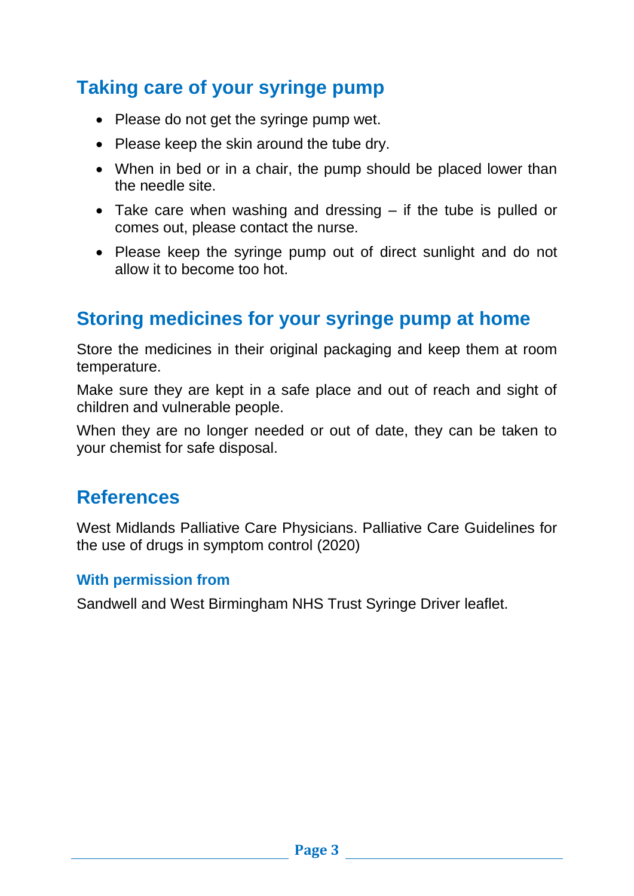## Taking care of your syringe pump

- Please do not get the syringe pump wet.
- Please keep the skin around the tube dry.
- When in bed or in a chair, the pump should be placed lower than the needle site.
- Take care when washing and dressing – if the tube is pulled or comes out, please contact the nurse.
- Please keep the syringe pump out of direct sunlight and do not allow it to become too hot.

## Storing medicines for your syringe pump at home

Store the medicines in their original packaging and keep them at room temperature.

Make sure they are kept in a safe place and out of reach and sight of children and vulnerable people.

When they are no longer needed or out of date, they can be taken to your chemist for safe disposal.

## References

West Midlands Palliative Care Physicians. Palliative Care Guidelines for the use of drugs in symptom control (2020)

### With permission from

Sandwell and West Birmingham NHS Trust Syringe Driver leaflet.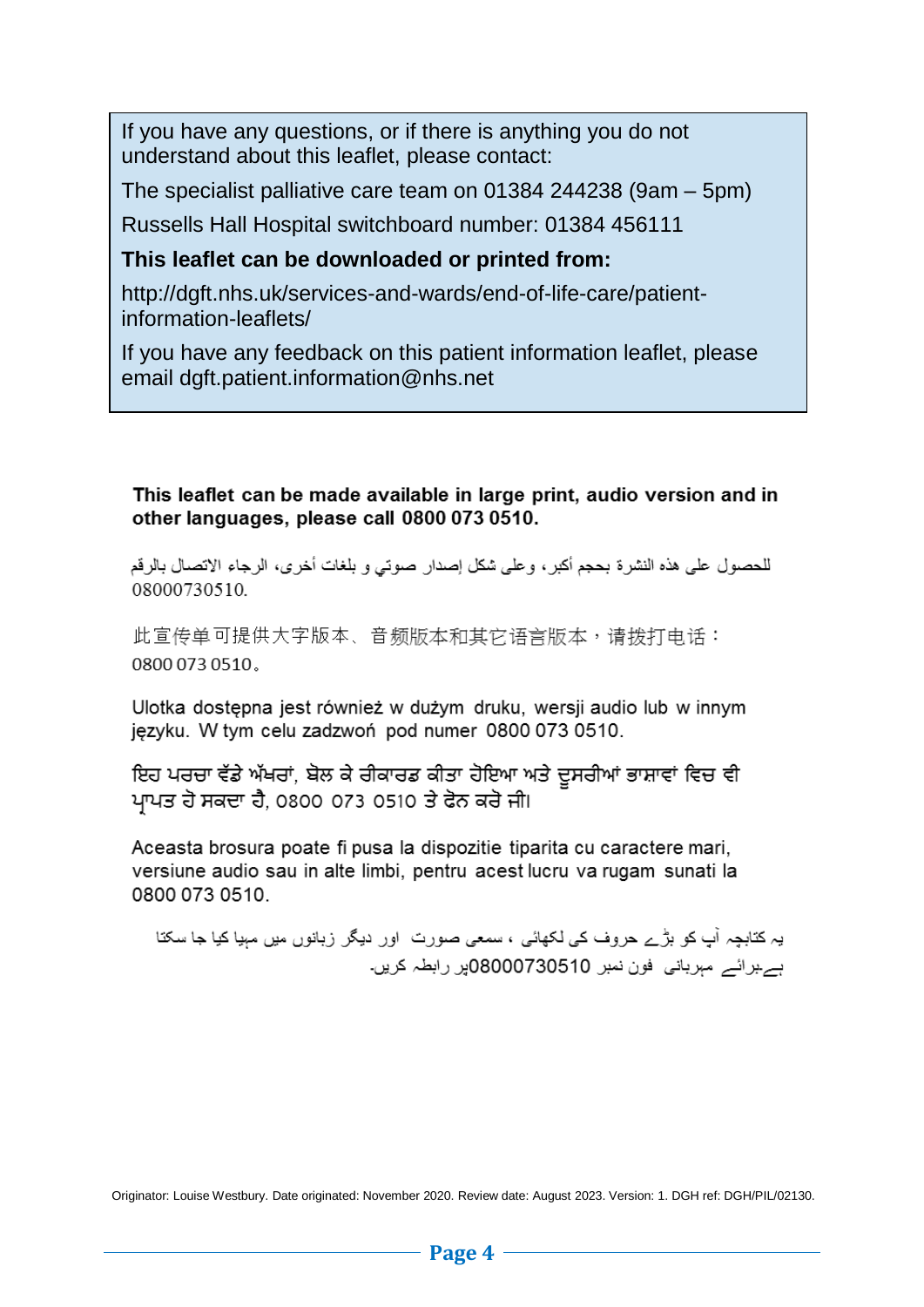If you have any questions, or if there is anything you do not understand about this leaflet, please contact:

The specialist palliative care team on 01384 244238 (9am – 5pm)

Russells Hall Hospital switchboard number: 01384 456111

**This leaflet can be downloaded or printed from:**

http://dgft.nhs.uk/services-and-wards/end-of-life-care/patient-information-leaflets/

If you have any feedback on this patient information leaflet, please email dgft.patient.information@nhs.net

**This leaflet can be made available in large print, audio version and in other languages, please call 0800 073 0510.**

للحصول على هذه النشرة بحجم أكبر، وعلى شكل إصدار صوتي و بلغات أخرى، الرجاء الاتصال بالرقم 08000730510.

此宣传单可提供大字版本、音频版本和其它语言版本，请拨打电话：0800 073 0510。

Ulotka dostępna jest również w dużym druku, wersji audio lub w innym języku. W tym celu zadzwoń pod numer 0800 073 0510.

ਇਹ ਪਰਚਾ ਵੱਡੇ ਅੱਖਰਾਂ, ਬੋਲ ਕੇ ਰੀਕਾਰਡ ਕੀਤਾ ਹੋਇਆ ਅਤੇ ਦੂਸਰੀਆਂ ਭਾਸ਼ਾਵਾਂ ਵਿਚ ਵੀ ਪ੍ਰਾਪਤ ਹੋ ਸਕਦਾ ਹੈ, 0800 073 0510 ਤੇ ਫੋਨ ਕਰੋ ਜੀ।

Aceasta brosura poate fi pusa la dispozitie tiparita cu caractere mari, versiune audio sau in alte limbi, pentru acest lucru va rugam sunati la 0800 073 0510.

یہ کتابچہ آپ کو بڑے حروف کی لکھائی ، سمعی صورت اور دیگر زبانوں میں مہیا کیا جا سکتا ہے۔برائے مہربانی فون نمبر 08000730510پر رابطہ کریں۔

Originator: Louise Westbury. Date originated: November 2020. Review date: August 2023. Version: 1. DGH ref: DGH/PIL/02130.